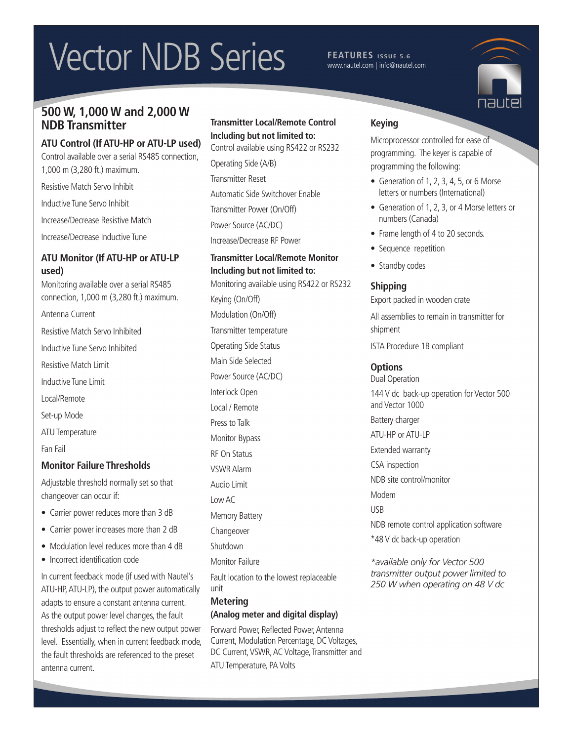# Vector NDB Series

**FEATURES** ISSUE 5.6
www.nautel.com | info@nautel.com

## 500 W, 1,000 W and 2,000 W NDB Transmitter

### ATU Control (If ATU-HP or ATU-LP used)

Control available over a serial RS485 connection, 1,000 m (3,280 ft.) maximum.

Resistive Match Servo Inhibit

Inductive Tune Servo Inhibit

Increase/Decrease Resistive Match

Increase/Decrease Inductive Tune

### ATU Monitor (If ATU-HP or ATU-LP used)

Monitoring available over a serial RS485 connection, 1,000 m (3,280 ft.) maximum.

Antenna Current

Resistive Match Servo Inhibited

Inductive Tune Servo Inhibited

Resistive Match Limit

Inductive Tune Limit

Local/Remote

Set-up Mode

ATU Temperature

Fan Fail

### Monitor Failure Thresholds

Adjustable threshold normally set so that changeover can occur if:

- Carrier power reduces more than 3 dB
- Carrier power increases more than 2 dB
- Modulation level reduces more than 4 dB
- Incorrect identification code

In current feedback mode (if used with Nautel's ATU-HP, ATU-LP), the output power automatically adapts to ensure a constant antenna current. As the output power level changes, the fault thresholds adjust to reflect the new output power level. Essentially, when in current feedback mode, the fault thresholds are referenced to the preset antenna current.

### Transmitter Local/Remote Control Including but not limited to:

Control available using RS422 or RS232

Operating Side (A/B)

Transmitter Reset

Automatic Side Switchover Enable

Transmitter Power (On/Off)

Power Source (AC/DC)

Increase/Decrease RF Power

### Transmitter Local/Remote Monitor Including but not limited to:

Monitoring available using RS422 or RS232

Keying (On/Off)

Modulation (On/Off)

Transmitter temperature

Operating Side Status

Main Side Selected

Power Source (AC/DC)

Interlock Open

Local / Remote

Press to Talk

Monitor Bypass

RF On Status

VSWR Alarm

Audio Limit

Low AC

Memory Battery

Changeover

Shutdown

Monitor Failure

Fault location to the lowest replaceable unit

### Metering (Analog meter and digital display)

Forward Power, Reflected Power, Antenna Current, Modulation Percentage, DC Voltages, DC Current, VSWR, AC Voltage, Transmitter and ATU Temperature, PA Volts

### Keying

Microprocessor controlled for ease of programming. The keyer is capable of programming the following:

- Generation of 1, 2, 3, 4, 5, or 6 Morse letters or numbers (International)
- Generation of 1, 2, 3, or 4 Morse letters or numbers (Canada)
- Frame length of 4 to 20 seconds.
- Sequence repetition
- Standby codes

### Shipping

Export packed in wooden crate

All assemblies to remain in transmitter for shipment

ISTA Procedure 1B compliant

### Options

Dual Operation

144 V dc back-up operation for Vector 500 and Vector 1000

Battery charger

ATU-HP or ATU-LP

Extended warranty

CSA inspection

NDB site control/monitor

Modem

USB

NDB remote control application software

*48 V dc back-up operation

*\*available only for Vector 500 transmitter output power limited to 250 W when operating on 48 V dc*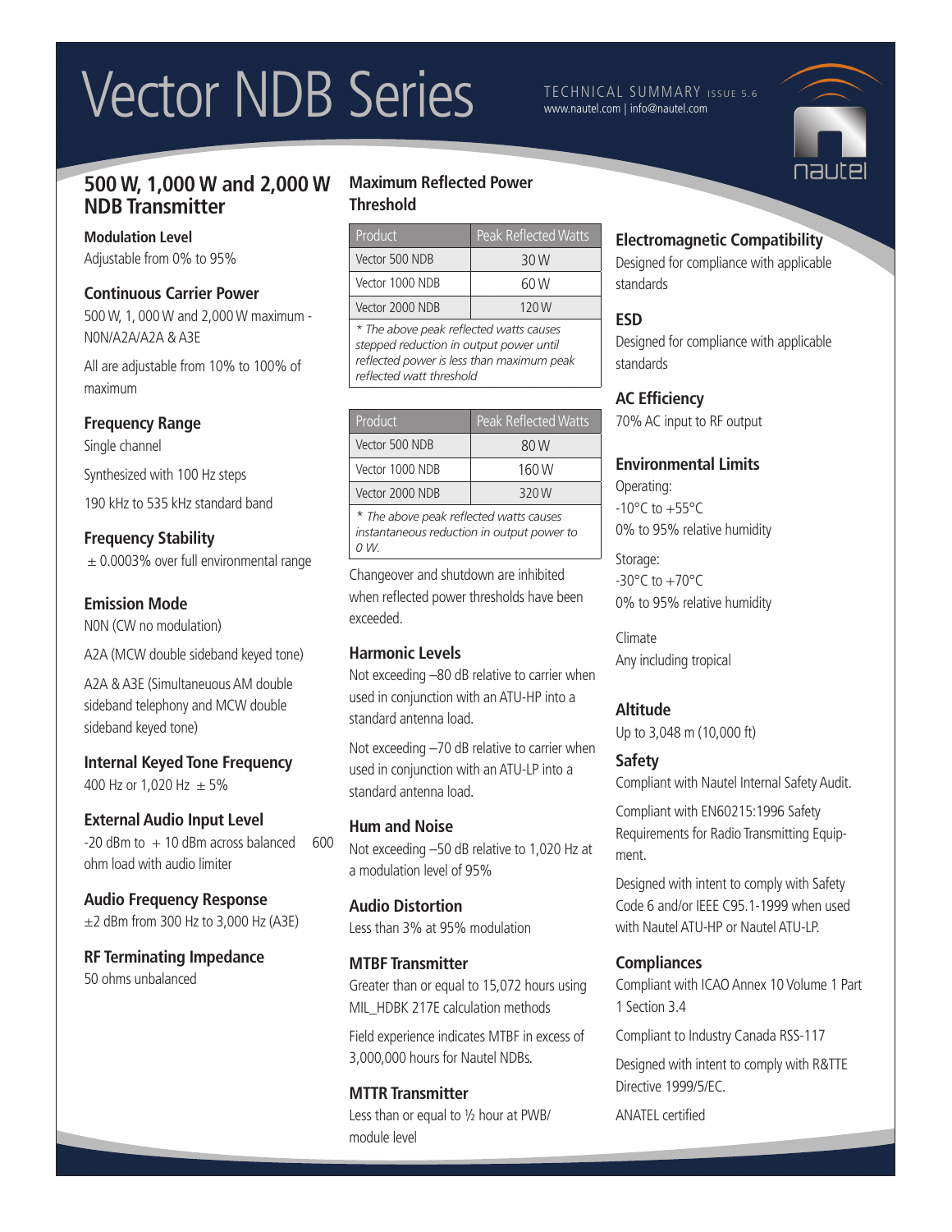# Vector NDB Series

TECHNICAL SUMMARY ISSUE 5.6
www.nautel.com | info@nautel.com

## 500 W, 1,000 W and 2,000 W NDB Transmitter

### Modulation Level
Adjustable from 0% to 95%

### Continuous Carrier Power
500 W, 1, 000 W and 2,000 W maximum - N0N/A2A/A2A & A3E

All are adjustable from 10% to 100% of maximum

### Frequency Range
Single channel

Synthesized with 100 Hz steps

190 kHz to 535 kHz standard band

### Frequency Stability
± 0.0003% over full environmental range

### Emission Mode
N0N (CW no modulation)

A2A (MCW double sideband keyed tone)

A2A & A3E (Simultaneous AM double sideband telephony and MCW double sideband keyed tone)

### Internal Keyed Tone Frequency
400 Hz or 1,020 Hz ± 5%

### External Audio Input Level
-20 dBm to + 10 dBm across balanced 600 ohm load with audio limiter

### Audio Frequency Response
±2 dBm from 300 Hz to 3,000 Hz (A3E)

### RF Terminating Impedance
50 ohms unbalanced

### Maximum Reflected Power Threshold

| Product | Peak Reflected Watts |
|---|---|
| Vector 500 NDB | 30 W |
| Vector 1000 NDB | 60 W |
| Vector 2000 NDB | 120 W |

*\* The above peak reflected watts causes stepped reduction in output power until reflected power is less than maximum peak reflected watt threshold*

| Product | Peak Reflected Watts |
|---|---|
| Vector 500 NDB | 80 W |
| Vector 1000 NDB | 160 W |
| Vector 2000 NDB | 320 W |

*\* The above peak reflected watts causes instantaneous reduction in output power to 0 W.*

Changeover and shutdown are inhibited when reflected power thresholds have been exceeded.

### Harmonic Levels
Not exceeding –80 dB relative to carrier when used in conjunction with an ATU-HP into a standard antenna load.

Not exceeding –70 dB relative to carrier when used in conjunction with an ATU-LP into a standard antenna load.

### Hum and Noise
Not exceeding –50 dB relative to 1,020 Hz at a modulation level of 95%

### Audio Distortion
Less than 3% at 95% modulation

### MTBF Transmitter
Greater than or equal to 15,072 hours using MIL_HDBK 217E calculation methods

Field experience indicates MTBF in excess of 3,000,000 hours for Nautel NDBs.

### MTTR Transmitter
Less than or equal to ½ hour at PWB/module level

### Electromagnetic Compatibility
Designed for compliance with applicable standards

### ESD
Designed for compliance with applicable standards

### AC Efficiency
70% AC input to RF output

### Environmental Limits
Operating:
-10°C to +55°C
0% to 95% relative humidity

Storage:
-30°C to +70°C
0% to 95% relative humidity

Climate
Any including tropical

### Altitude
Up to 3,048 m (10,000 ft)

### Safety
Compliant with Nautel Internal Safety Audit.

Compliant with EN60215:1996 Safety Requirements for Radio Transmitting Equipment.

Designed with intent to comply with Safety Code 6 and/or IEEE C95.1-1999 when used with Nautel ATU-HP or Nautel ATU-LP.

### Compliances
Compliant with ICAO Annex 10 Volume 1 Part 1 Section 3.4

Compliant to Industry Canada RSS-117

Designed with intent to comply with R&TTE Directive 1999/5/EC.

ANATEL certified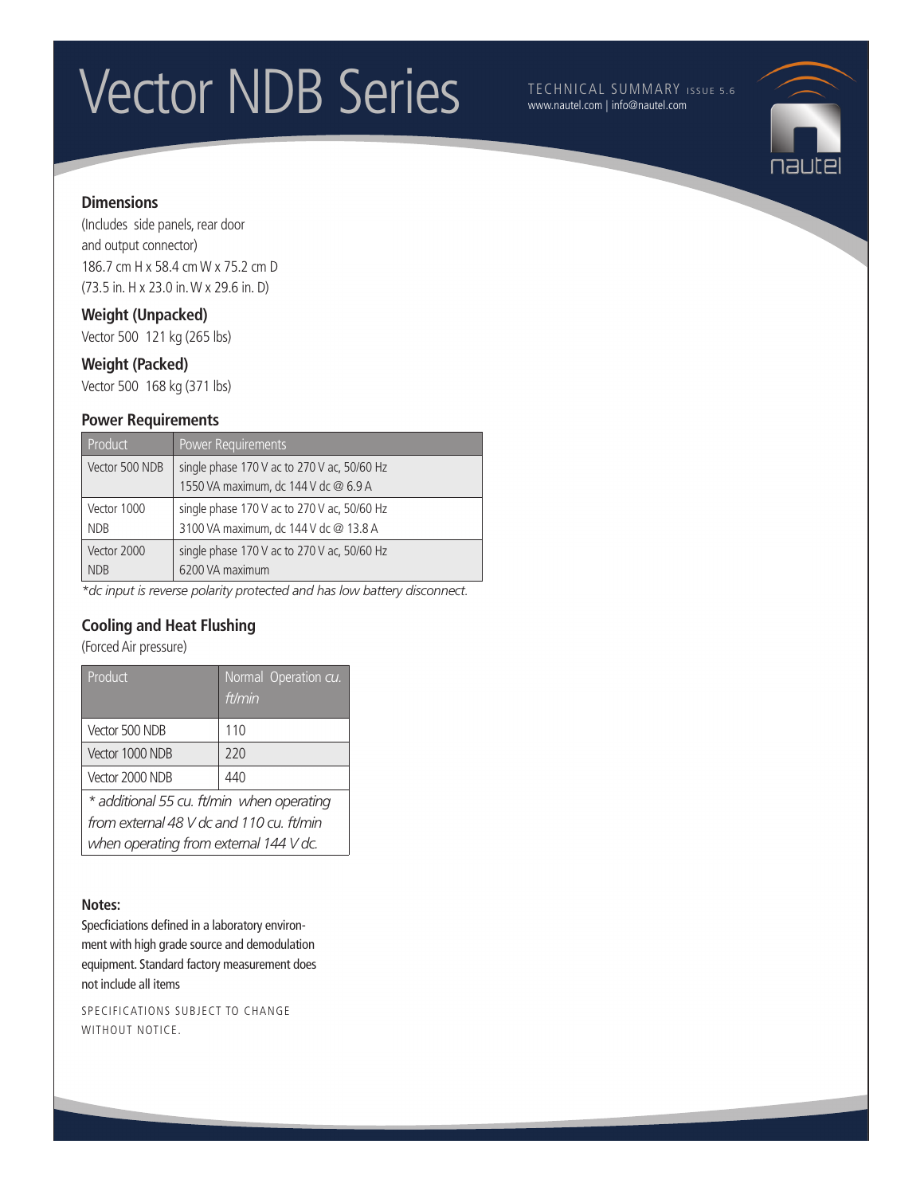# Vector NDB Series

TECHNICAL SUMMARY ISSUE 5.6
www.nautel.com | info@nautel.com

### Dimensions

(Includes side panels, rear door and output connector)
186.7 cm H x 58.4 cm W x 75.2 cm D
(73.5 in. H x 23.0 in. W x 29.6 in. D)

### Weight (Unpacked)

Vector 500 121 kg (265 lbs)

### Weight (Packed)

Vector 500 168 kg (371 lbs)

### Power Requirements

| Product | Power Requirements |
|---|---|
| Vector 500 NDB | single phase 170 V ac to 270 V ac, 50/60 Hz 1550 VA maximum, dc 144 V dc @ 6.9 A |
| Vector 1000 NDB | single phase 170 V ac to 270 V ac, 50/60 Hz 3100 VA maximum, dc 144 V dc @ 13.8 A |
| Vector 2000 NDB | single phase 170 V ac to 270 V ac, 50/60 Hz 6200 VA maximum |

*\*dc input is reverse polarity protected and has low battery disconnect.*

### Cooling and Heat Flushing

(Forced Air pressure)

| Product | Normal Operation *cu. ft/min* |
|---|---|
| Vector 500 NDB | 110 |
| Vector 1000 NDB | 220 |
| Vector 2000 NDB | 440 |

*\* additional 55 cu. ft/min when operating from external 48 V dc and 110 cu. ft/min when operating from external 144 V dc.*

**Notes:**

Specficiations defined in a laboratory environment with high grade source and demodulation equipment. Standard factory measurement does not include all items

SPECIFICATIONS SUBJECT TO CHANGE WITHOUT NOTICE.